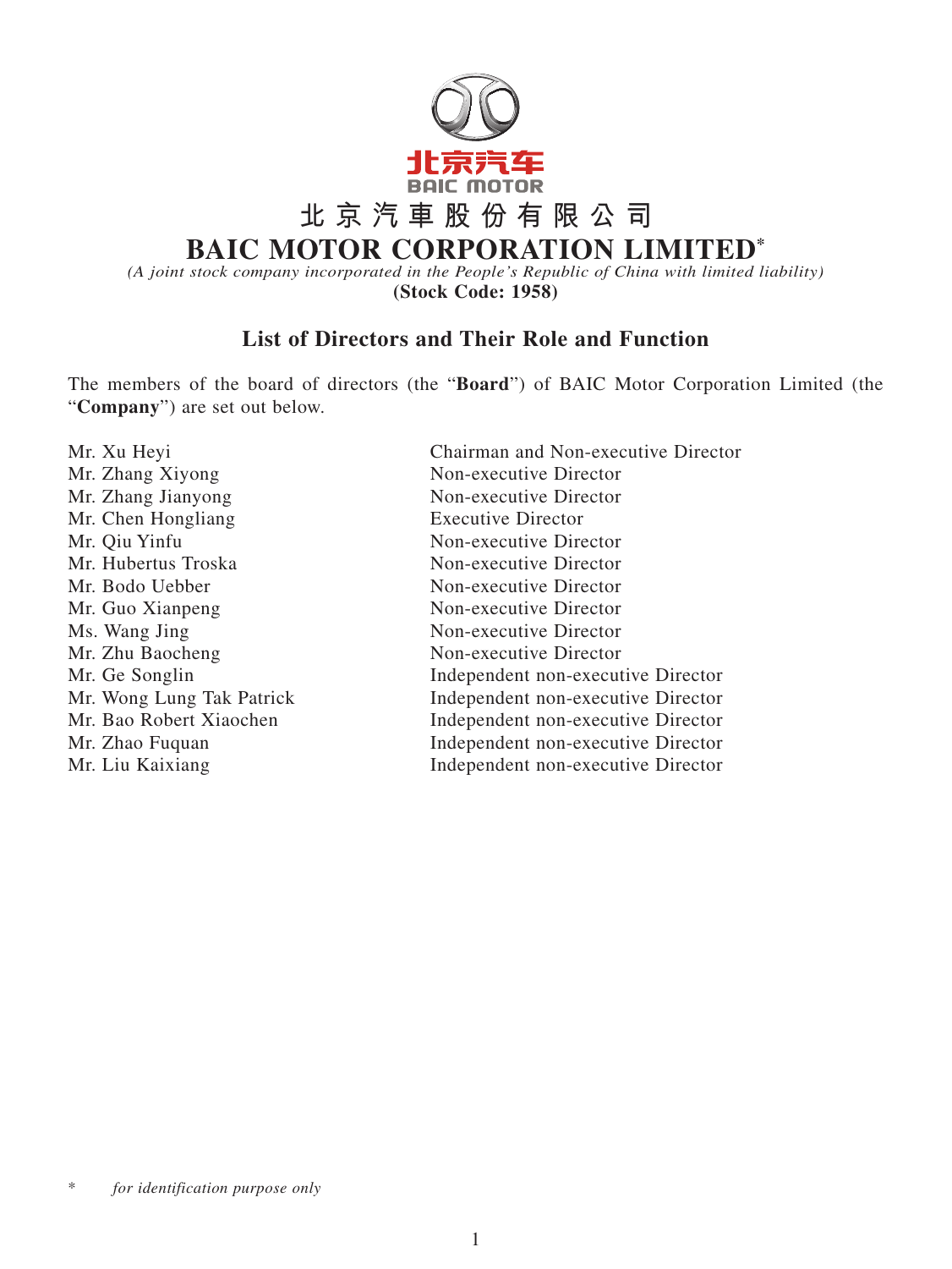北京汽车
BAIC MOTOR

# 北京汽車股份有限公司
# BAIC MOTOR CORPORATION LIMITED*

*(A joint stock company incorporated in the People's Republic of China with limited liability)*

**(Stock Code: 1958)**

## List of Directors and Their Role and Function

The members of the board of directors (the "**Board**") of BAIC Motor Corporation Limited (the "**Company**") are set out below.

| | |
|---|---|
| Mr. Xu Heyi | Chairman and Non-executive Director |
| Mr. Zhang Xiyong | Non-executive Director |
| Mr. Zhang Jianyong | Non-executive Director |
| Mr. Chen Hongliang | Executive Director |
| Mr. Qiu Yinfu | Non-executive Director |
| Mr. Hubertus Troska | Non-executive Director |
| Mr. Bodo Uebber | Non-executive Director |
| Mr. Guo Xianpeng | Non-executive Director |
| Ms. Wang Jing | Non-executive Director |
| Mr. Zhu Baocheng | Non-executive Director |
| Mr. Ge Songlin | Independent non-executive Director |
| Mr. Wong Lung Tak Patrick | Independent non-executive Director |
| Mr. Bao Robert Xiaochen | Independent non-executive Director |
| Mr. Zhao Fuquan | Independent non-executive Director |
| Mr. Liu Kaixiang | Independent non-executive Director |

\* *for identification purpose only*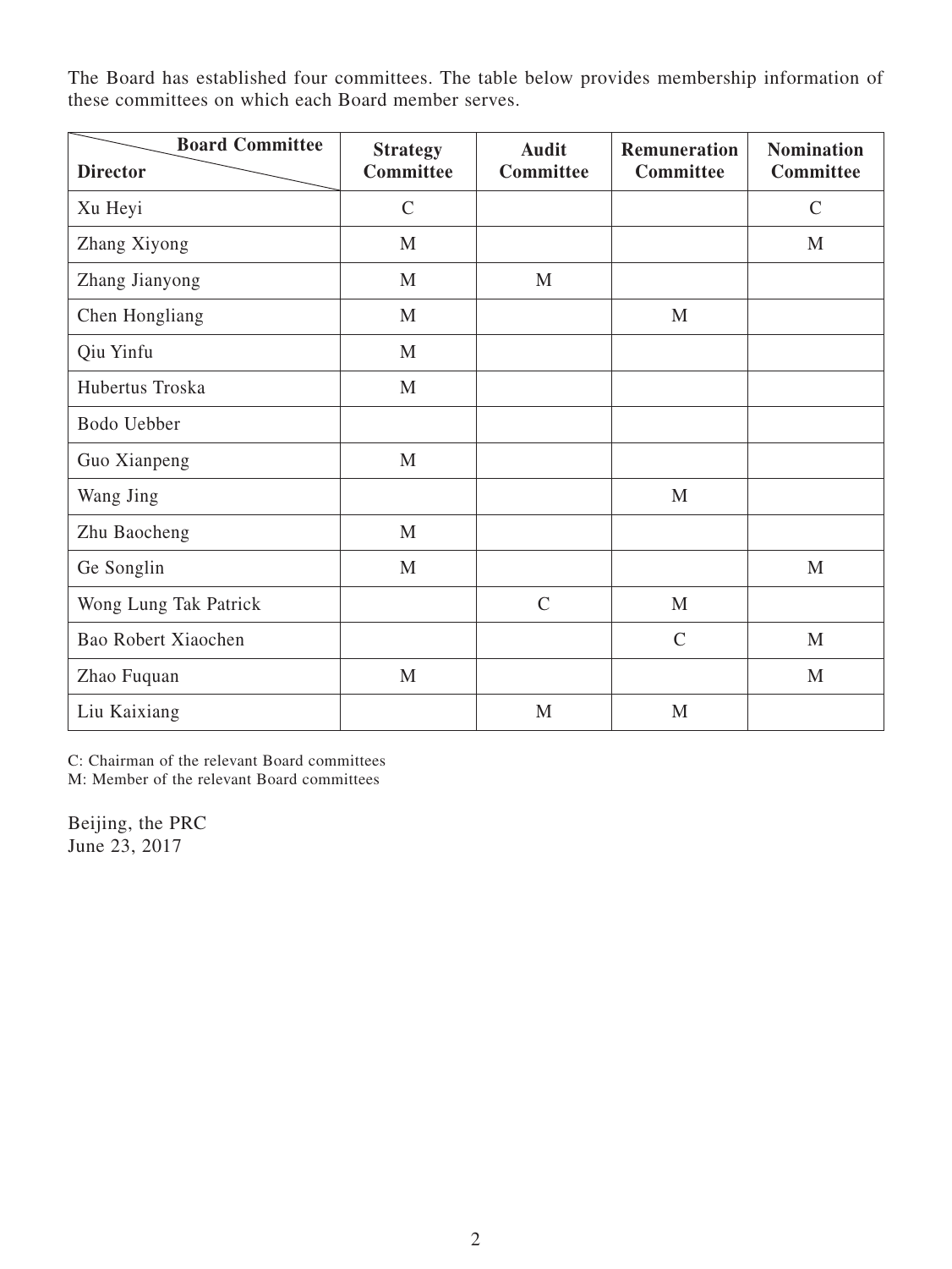The Board has established four committees. The table below provides membership information of these committees on which each Board member serves.

| Board Committee / Director | Strategy Committee | Audit Committee | Remuneration Committee | Nomination Committee |
|---|---|---|---|---|
| Xu Heyi | C | | | C |
| Zhang Xiyong | M | | | M |
| Zhang Jianyong | M | M | | |
| Chen Hongliang | M | | M | |
| Qiu Yinfu | M | | | |
| Hubertus Troska | M | | | |
| Bodo Uebber | | | | |
| Guo Xianpeng | M | | | |
| Wang Jing | | | M | |
| Zhu Baocheng | M | | | |
| Ge Songlin | M | | | M |
| Wong Lung Tak Patrick | | C | M | |
| Bao Robert Xiaochen | | | C | M |
| Zhao Fuquan | M | | | M |
| Liu Kaixiang | | M | M | |

C: Chairman of the relevant Board committees
M: Member of the relevant Board committees

Beijing, the PRC
June 23, 2017